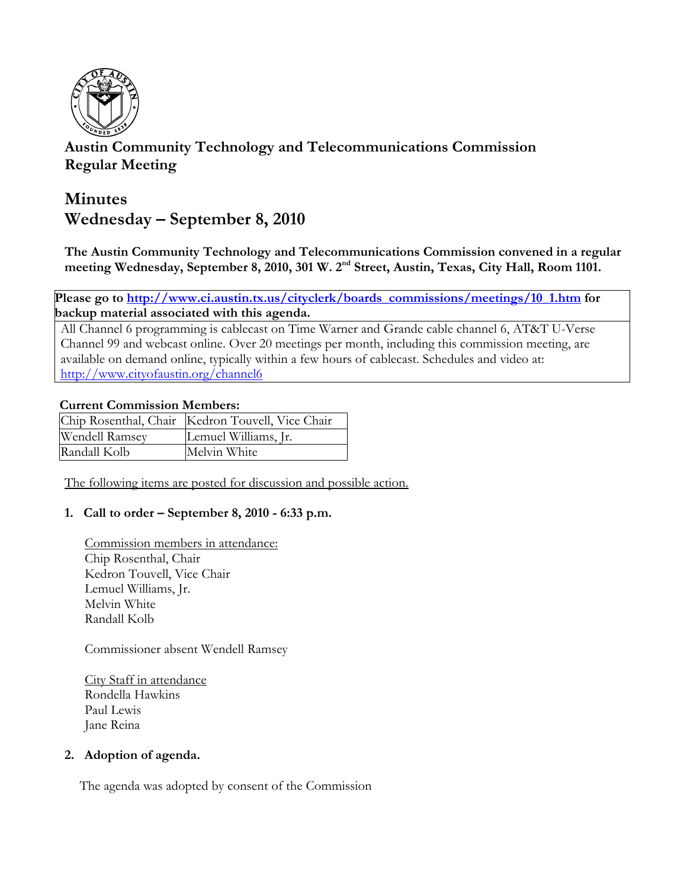# Austin Community Technology and Telecommunications Commission Regular Meeting

## Minutes
## Wednesday – September 8, 2010

**The Austin Community Technology and Telecommunications Commission convened in a regular meeting Wednesday, September 8, 2010, 301 W. 2nd Street, Austin, Texas, City Hall, Room 1101.**

**Please go to [http://www.ci.austin.tx.us/cityclerk/boards_commissions/meetings/10_1.htm](http://www.ci.austin.tx.us/cityclerk/boards_commissions/meetings/10_1.htm) for backup material associated with this agenda.**

All Channel 6 programming is cablecast on Time Warner and Grande cable channel 6, AT&T U-Verse Channel 99 and webcast online. Over 20 meetings per month, including this commission meeting, are available on demand online, typically within a few hours of cablecast. Schedules and video at: [http://www.cityofaustin.org/channel6](http://www.cityofaustin.org/channel6)

**Current Commission Members:**

| | |
|---|---|
| Chip Rosenthal, Chair | Kedron Touvell, Vice Chair |
| Wendell Ramsey | Lemuel Williams, Jr. |
| Randall Kolb | Melvin White |

The following items are posted for discussion and possible action.

1. **Call to order – September 8, 2010 - 6:33 p.m.**

   Commission members in attendance:
   Chip Rosenthal, Chair
   Kedron Touvell, Vice Chair
   Lemuel Williams, Jr.
   Melvin White
   Randall Kolb

   Commissioner absent Wendell Ramsey

   City Staff in attendance
   Rondella Hawkins
   Paul Lewis
   Jane Reina

2. **Adoption of agenda.**

   The agenda was adopted by consent of the Commission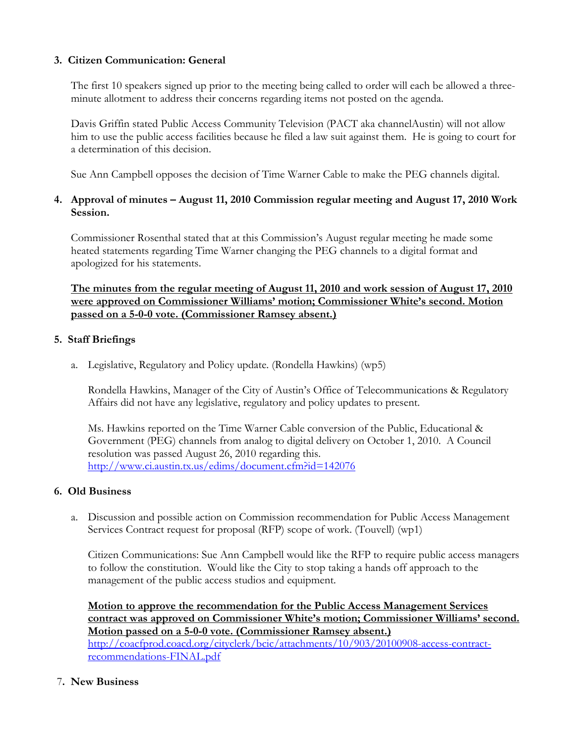**3. Citizen Communication: General**

The first 10 speakers signed up prior to the meeting being called to order will each be allowed a three-minute allotment to address their concerns regarding items not posted on the agenda.

Davis Griffin stated Public Access Community Television (PACT aka channelAustin) will not allow him to use the public access facilities because he filed a law suit against them. He is going to court for a determination of this decision.

Sue Ann Campbell opposes the decision of Time Warner Cable to make the PEG channels digital.

**4. Approval of minutes – August 11, 2010 Commission regular meeting and August 17, 2010 Work Session.**

Commissioner Rosenthal stated that at this Commission's August regular meeting he made some heated statements regarding Time Warner changing the PEG channels to a digital format and apologized for his statements.

**<u>The minutes from the regular meeting of August 11, 2010 and work session of August 17, 2010 were approved on Commissioner Williams' motion; Commissioner White's second. Motion passed on a 5-0-0 vote. (Commissioner Ramsey absent.)</u>**

**5. Staff Briefings**

a. Legislative, Regulatory and Policy update. (Rondella Hawkins) (wp5)

Rondella Hawkins, Manager of the City of Austin's Office of Telecommunications & Regulatory Affairs did not have any legislative, regulatory and policy updates to present.

Ms. Hawkins reported on the Time Warner Cable conversion of the Public, Educational & Government (PEG) channels from analog to digital delivery on October 1, 2010. A Council resolution was passed August 26, 2010 regarding this.
http://www.ci.austin.tx.us/edims/document.cfm?id=142076

**6. Old Business**

a. Discussion and possible action on Commission recommendation for Public Access Management Services Contract request for proposal (RFP) scope of work. (Touvell) (wp1)

Citizen Communications: Sue Ann Campbell would like the RFP to require public access managers to follow the constitution. Would like the City to stop taking a hands off approach to the management of the public access studios and equipment.

**<u>Motion to approve the recommendation for the Public Access Management Services contract was approved on Commissioner White's motion; Commissioner Williams' second. Motion passed on a 5-0-0 vote. (Commissioner Ramsey absent.)</u>**
http://coacfprod.coacd.org/cityclerk/bcic/attachments/10/903/20100908-access-contract-recommendations-FINAL.pdf

**7. New Business**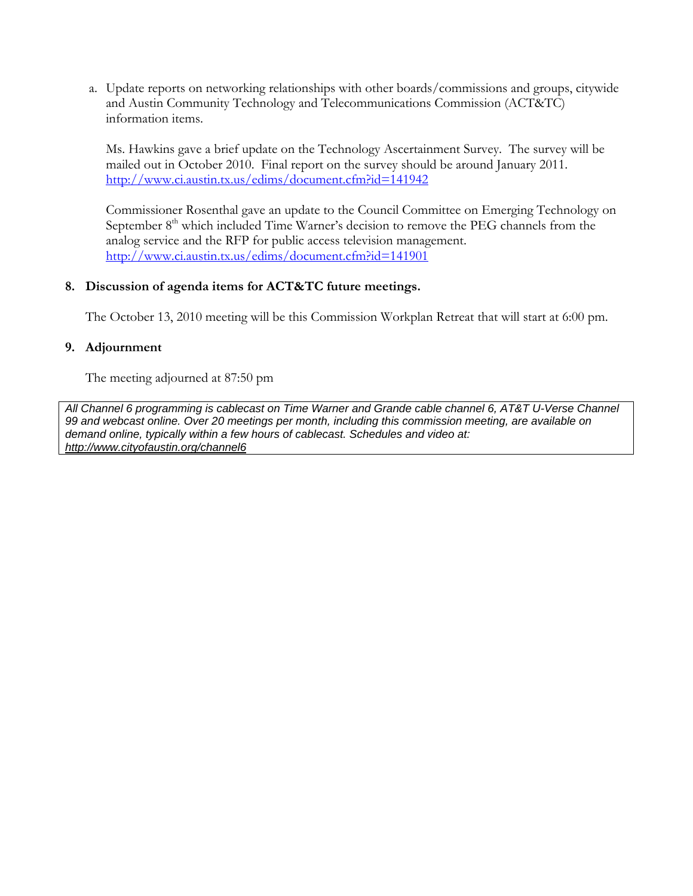a. Update reports on networking relationships with other boards/commissions and groups, citywide and Austin Community Technology and Telecommunications Commission (ACT&TC) information items.

   Ms. Hawkins gave a brief update on the Technology Ascertainment Survey. The survey will be mailed out in October 2010. Final report on the survey should be around January 2011. http://www.ci.austin.tx.us/edims/document.cfm?id=141942

   Commissioner Rosenthal gave an update to the Council Committee on Emerging Technology on September 8th which included Time Warner's decision to remove the PEG channels from the analog service and the RFP for public access television management. http://www.ci.austin.tx.us/edims/document.cfm?id=141901

**8. Discussion of agenda items for ACT&TC future meetings.**

The October 13, 2010 meeting will be this Commission Workplan Retreat that will start at 6:00 pm.

**9. Adjournment**

The meeting adjourned at 87:50 pm

*All Channel 6 programming is cablecast on Time Warner and Grande cable channel 6, AT&T U-Verse Channel 99 and webcast online. Over 20 meetings per month, including this commission meeting, are available on demand online, typically within a few hours of cablecast. Schedules and video at: http://www.cityofaustin.org/channel6*